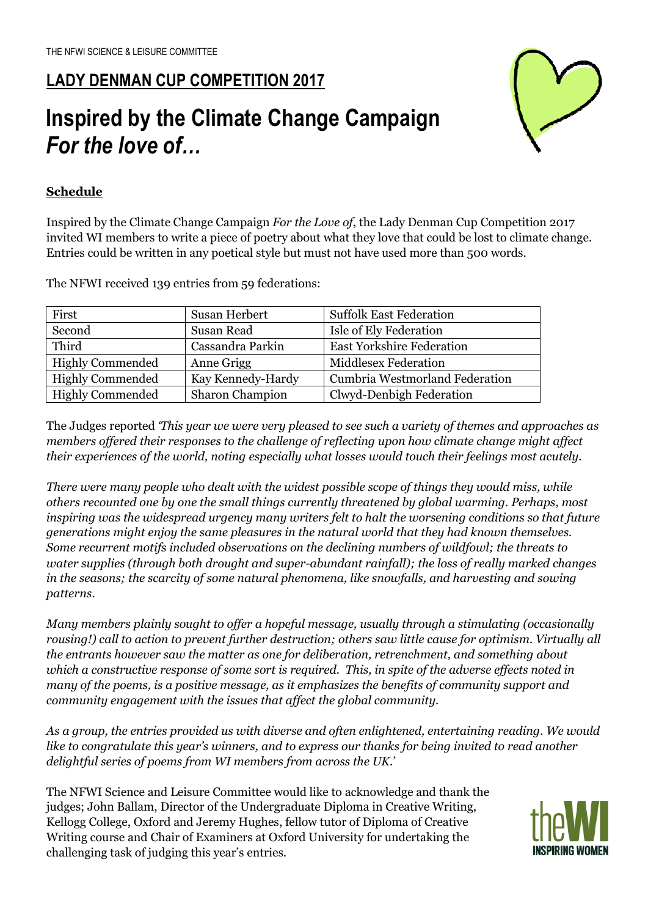THE NFWI SCIENCE & LEISURE COMMITTEE

## LADY DENMAN CUP COMPETITION 2017

# Inspired by the Climate Change Campaign *For the love of…*

**Schedule**

Inspired by the Climate Change Campaign *For the Love of*, the Lady Denman Cup Competition 2017 invited WI members to write a piece of poetry about what they love that could be lost to climate change. Entries could be written in any poetical style but must not have used more than 500 words.

The NFWI received 139 entries from 59 federations:

| | | |
|---|---|---|
| First | Susan Herbert | Suffolk East Federation |
| Second | Susan Read | Isle of Ely Federation |
| Third | Cassandra Parkin | East Yorkshire Federation |
| Highly Commended | Anne Grigg | Middlesex Federation |
| Highly Commended | Kay Kennedy-Hardy | Cumbria Westmorland Federation |
| Highly Commended | Sharon Champion | Clwyd-Denbigh Federation |

The Judges reported *'This year we were very pleased to see such a variety of themes and approaches as members offered their responses to the challenge of reflecting upon how climate change might affect their experiences of the world, noting especially what losses would touch their feelings most acutely.*

*There were many people who dealt with the widest possible scope of things they would miss, while others recounted one by one the small things currently threatened by global warming. Perhaps, most inspiring was the widespread urgency many writers felt to halt the worsening conditions so that future generations might enjoy the same pleasures in the natural world that they had known themselves. Some recurrent motifs included observations on the declining numbers of wildfowl; the threats to water supplies (through both drought and super-abundant rainfall); the loss of really marked changes in the seasons; the scarcity of some natural phenomena, like snowfalls, and harvesting and sowing patterns.*

*Many members plainly sought to offer a hopeful message, usually through a stimulating (occasionally rousing!) call to action to prevent further destruction; others saw little cause for optimism. Virtually all the entrants however saw the matter as one for deliberation, retrenchment, and something about which a constructive response of some sort is required. This, in spite of the adverse effects noted in many of the poems, is a positive message, as it emphasizes the benefits of community support and community engagement with the issues that affect the global community.*

*As a group, the entries provided us with diverse and often enlightened, entertaining reading. We would like to congratulate this year's winners, and to express our thanks for being invited to read another delightful series of poems from WI members from across the UK.*'

The NFWI Science and Leisure Committee would like to acknowledge and thank the judges; John Ballam, Director of the Undergraduate Diploma in Creative Writing, Kellogg College, Oxford and Jeremy Hughes, fellow tutor of Diploma of Creative Writing course and Chair of Examiners at Oxford University for undertaking the challenging task of judging this year's entries.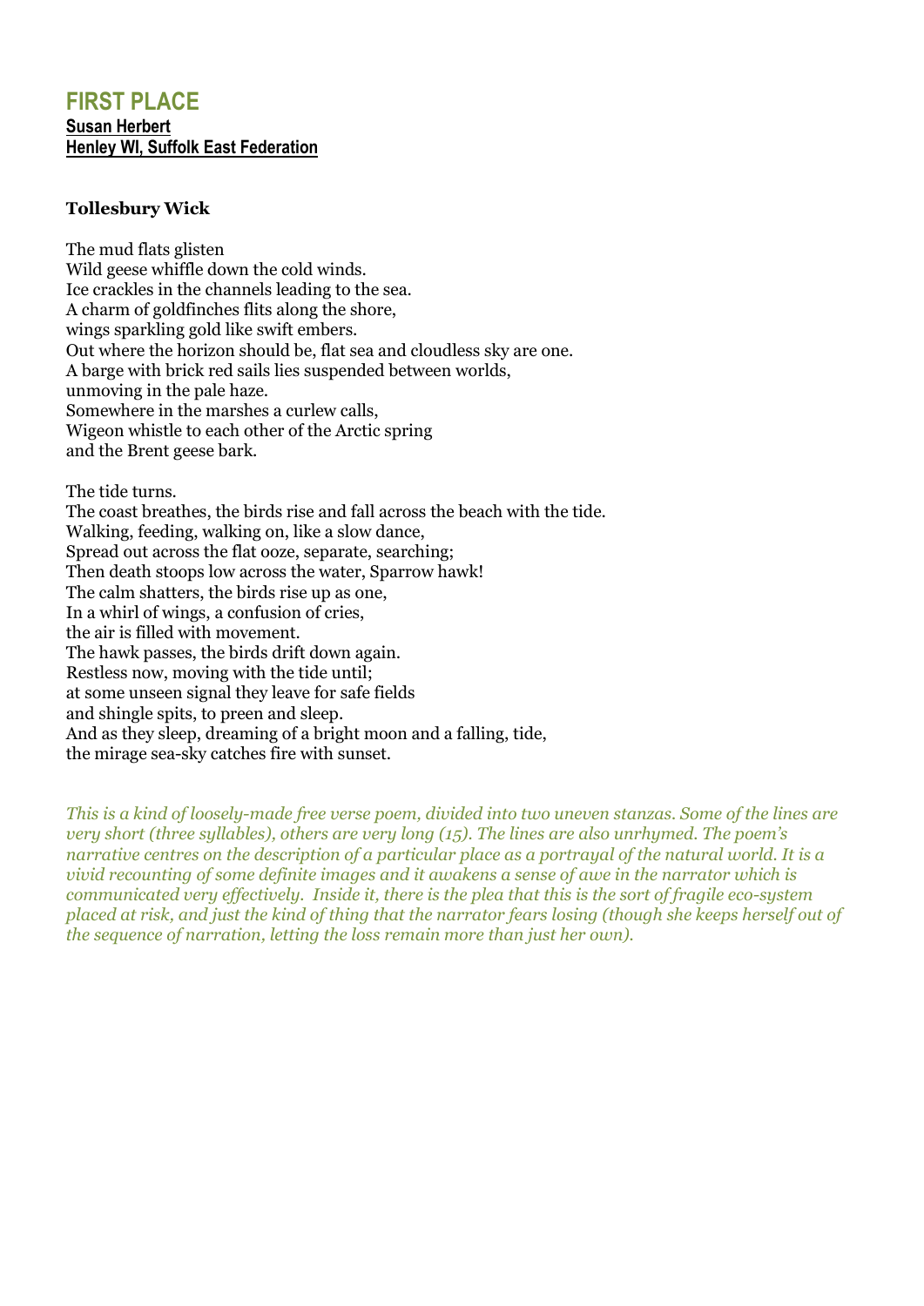## FIRST PLACE

**Susan Herbert**
**Henley WI, Suffolk East Federation**

**Tollesbury Wick**

The mud flats glisten
Wild geese whiffle down the cold winds.
Ice crackles in the channels leading to the sea.
A charm of goldfinches flits along the shore,
wings sparkling gold like swift embers.
Out where the horizon should be, flat sea and cloudless sky are one.
A barge with brick red sails lies suspended between worlds,
unmoving in the pale haze.
Somewhere in the marshes a curlew calls,
Wigeon whistle to each other of the Arctic spring
and the Brent geese bark.

The tide turns.
The coast breathes, the birds rise and fall across the beach with the tide.
Walking, feeding, walking on, like a slow dance,
Spread out across the flat ooze, separate, searching;
Then death stoops low across the water, Sparrow hawk!
The calm shatters, the birds rise up as one,
In a whirl of wings, a confusion of cries,
the air is filled with movement.
The hawk passes, the birds drift down again.
Restless now, moving with the tide until;
at some unseen signal they leave for safe fields
and shingle spits, to preen and sleep.
And as they sleep, dreaming of a bright moon and a falling, tide,
the mirage sea-sky catches fire with sunset.

*This is a kind of loosely-made free verse poem, divided into two uneven stanzas. Some of the lines are very short (three syllables), others are very long (15). The lines are also unrhymed. The poem's narrative centres on the description of a particular place as a portrayal of the natural world. It is a vivid recounting of some definite images and it awakens a sense of awe in the narrator which is communicated very effectively. Inside it, there is the plea that this is the sort of fragile eco-system placed at risk, and just the kind of thing that the narrator fears losing (though she keeps herself out of the sequence of narration, letting the loss remain more than just her own).*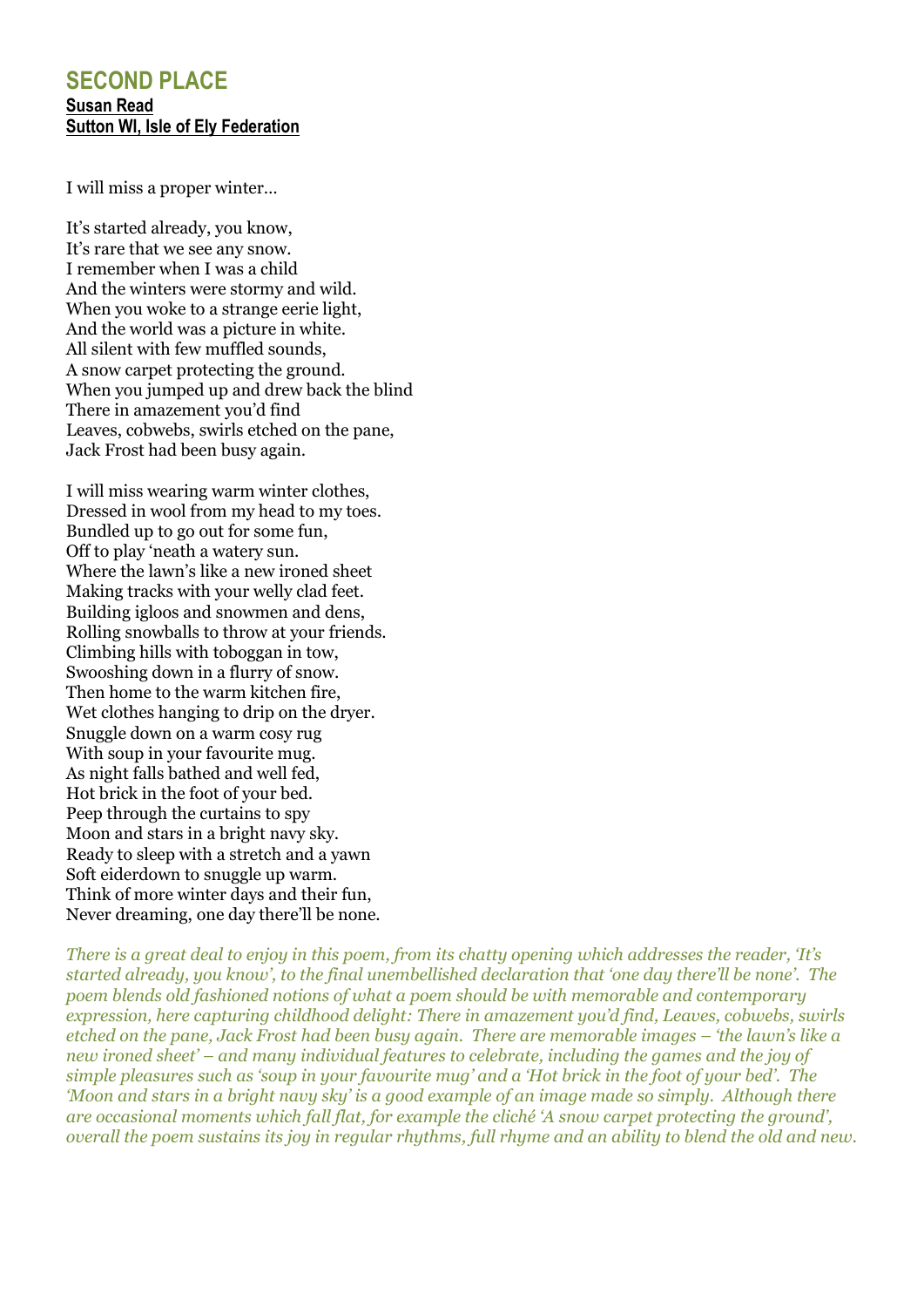## SECOND PLACE

**Susan Read**
**Sutton WI, Isle of Ely Federation**

I will miss a proper winter…

It's started already, you know,
It's rare that we see any snow.
I remember when I was a child
And the winters were stormy and wild.
When you woke to a strange eerie light,
And the world was a picture in white.
All silent with few muffled sounds,
A snow carpet protecting the ground.
When you jumped up and drew back the blind
There in amazement you'd find
Leaves, cobwebs, swirls etched on the pane,
Jack Frost had been busy again.

I will miss wearing warm winter clothes,
Dressed in wool from my head to my toes.
Bundled up to go out for some fun,
Off to play 'neath a watery sun.
Where the lawn's like a new ironed sheet
Making tracks with your welly clad feet.
Building igloos and snowmen and dens,
Rolling snowballs to throw at your friends.
Climbing hills with toboggan in tow,
Swooshing down in a flurry of snow.
Then home to the warm kitchen fire,
Wet clothes hanging to drip on the dryer.
Snuggle down on a warm cosy rug
With soup in your favourite mug.
As night falls bathed and well fed,
Hot brick in the foot of your bed.
Peep through the curtains to spy
Moon and stars in a bright navy sky.
Ready to sleep with a stretch and a yawn
Soft eiderdown to snuggle up warm.
Think of more winter days and their fun,
Never dreaming, one day there'll be none.

*There is a great deal to enjoy in this poem, from its chatty opening which addresses the reader, 'It's started already, you know', to the final unembellished declaration that 'one day there'll be none'. The poem blends old fashioned notions of what a poem should be with memorable and contemporary expression, here capturing childhood delight: There in amazement you'd find, Leaves, cobwebs, swirls etched on the pane, Jack Frost had been busy again. There are memorable images – 'the lawn's like a new ironed sheet' – and many individual features to celebrate, including the games and the joy of simple pleasures such as 'soup in your favourite mug' and a 'Hot brick in the foot of your bed'. The 'Moon and stars in a bright navy sky' is a good example of an image made so simply. Although there are occasional moments which fall flat, for example the cliché 'A snow carpet protecting the ground', overall the poem sustains its joy in regular rhythms, full rhyme and an ability to blend the old and new.*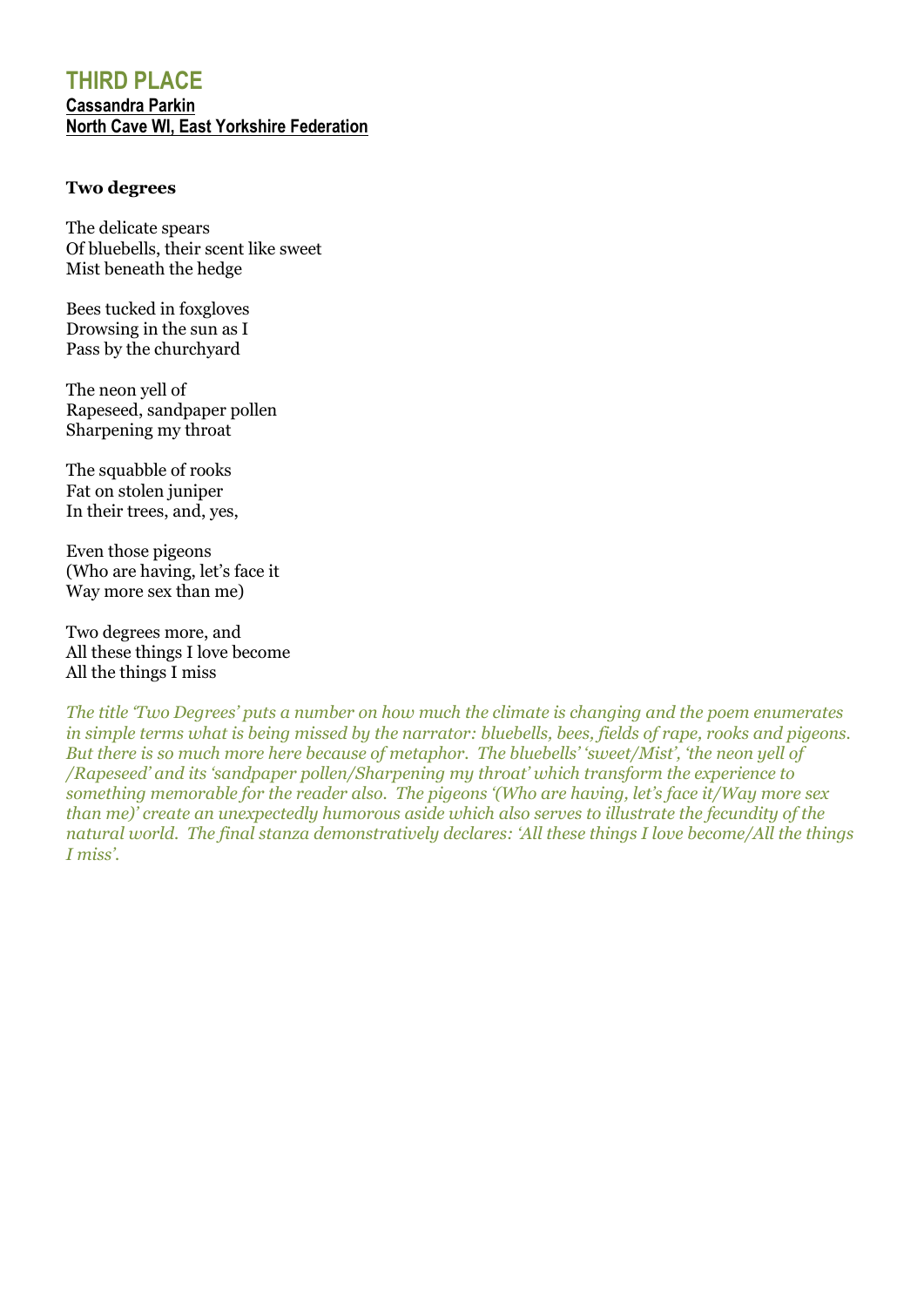## THIRD PLACE

**Cassandra Parkin**
**North Cave WI, East Yorkshire Federation**

**Two degrees**

The delicate spears
Of bluebells, their scent like sweet
Mist beneath the hedge

Bees tucked in foxgloves
Drowsing in the sun as I
Pass by the churchyard

The neon yell of
Rapeseed, sandpaper pollen
Sharpening my throat

The squabble of rooks
Fat on stolen juniper
In their trees, and, yes,

Even those pigeons
(Who are having, let's face it
Way more sex than me)

Two degrees more, and
All these things I love become
All the things I miss

*The title 'Two Degrees' puts a number on how much the climate is changing and the poem enumerates in simple terms what is being missed by the narrator: bluebells, bees, fields of rape, rooks and pigeons. But there is so much more here because of metaphor. The bluebells' 'sweet/Mist', 'the neon yell of /Rapeseed' and its 'sandpaper pollen/Sharpening my throat' which transform the experience to something memorable for the reader also. The pigeons '(Who are having, let's face it/Way more sex than me)' create an unexpectedly humorous aside which also serves to illustrate the fecundity of the natural world. The final stanza demonstratively declares: 'All these things I love become/All the things I miss'.*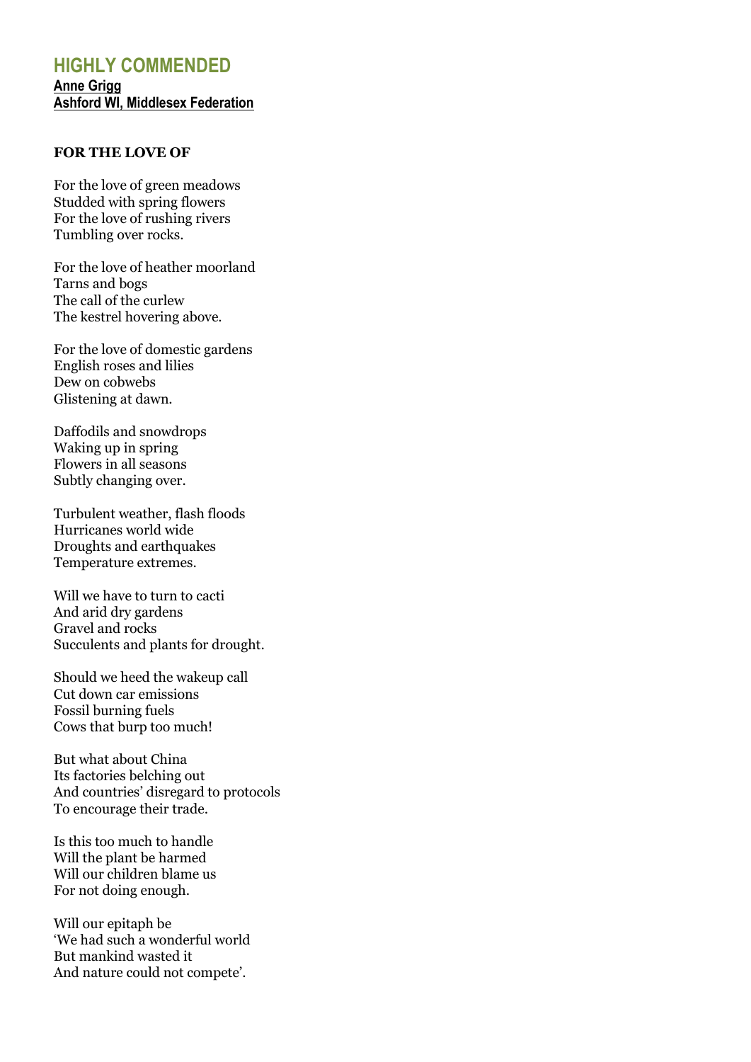## HIGHLY COMMENDED

**Anne Grigg**
**Ashford WI, Middlesex Federation**

**FOR THE LOVE OF**

For the love of green meadows
Studded with spring flowers
For the love of rushing rivers
Tumbling over rocks.

For the love of heather moorland
Tarns and bogs
The call of the curlew
The kestrel hovering above.

For the love of domestic gardens
English roses and lilies
Dew on cobwebs
Glistening at dawn.

Daffodils and snowdrops
Waking up in spring
Flowers in all seasons
Subtly changing over.

Turbulent weather, flash floods
Hurricanes world wide
Droughts and earthquakes
Temperature extremes.

Will we have to turn to cacti
And arid dry gardens
Gravel and rocks
Succulents and plants for drought.

Should we heed the wakeup call
Cut down car emissions
Fossil burning fuels
Cows that burp too much!

But what about China
Its factories belching out
And countries' disregard to protocols
To encourage their trade.

Is this too much to handle
Will the plant be harmed
Will our children blame us
For not doing enough.

Will our epitaph be
'We had such a wonderful world
But mankind wasted it
And nature could not compete'.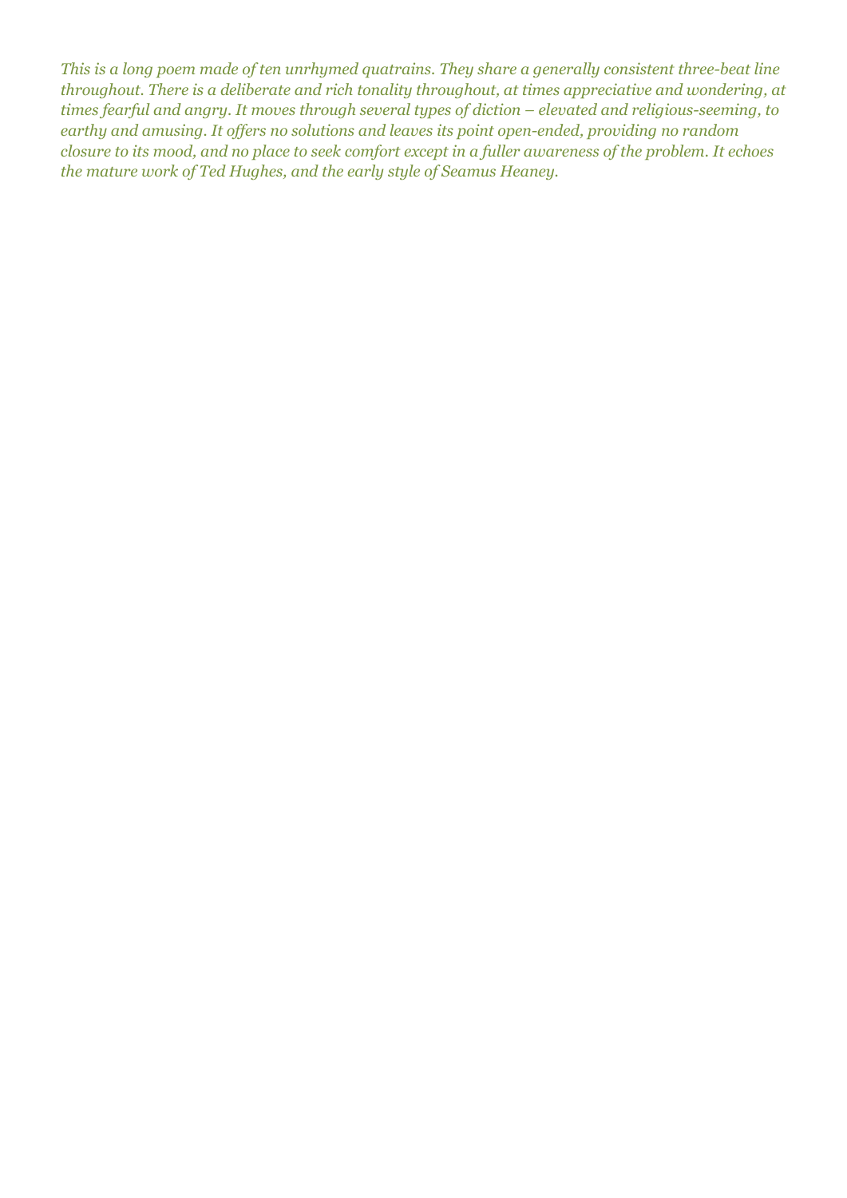*This is a long poem made of ten unrhymed quatrains. They share a generally consistent three-beat line throughout. There is a deliberate and rich tonality throughout, at times appreciative and wondering, at times fearful and angry. It moves through several types of diction – elevated and religious-seeming, to earthy and amusing. It offers no solutions and leaves its point open-ended, providing no random closure to its mood, and no place to seek comfort except in a fuller awareness of the problem. It echoes the mature work of Ted Hughes, and the early style of Seamus Heaney.*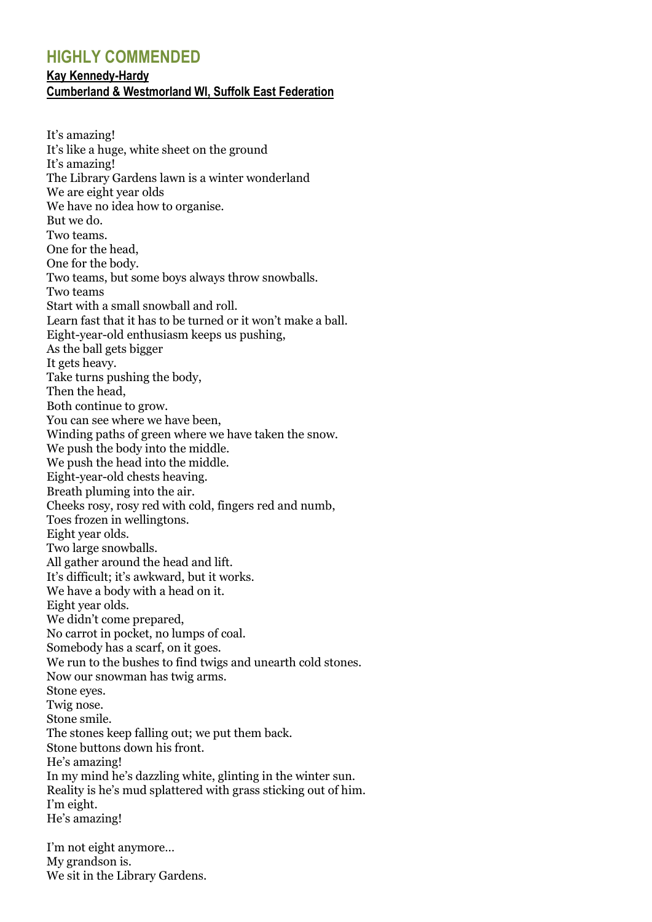## HIGHLY COMMENDED

**Kay Kennedy-Hardy**
**Cumberland & Westmorland WI, Suffolk East Federation**

It's amazing!
It's like a huge, white sheet on the ground
It's amazing!
The Library Gardens lawn is a winter wonderland
We are eight year olds
We have no idea how to organise.
But we do.
Two teams.
One for the head,
One for the body.
Two teams, but some boys always throw snowballs.
Two teams
Start with a small snowball and roll.
Learn fast that it has to be turned or it won't make a ball.
Eight-year-old enthusiasm keeps us pushing,
As the ball gets bigger
It gets heavy.
Take turns pushing the body,
Then the head,
Both continue to grow.
You can see where we have been,
Winding paths of green where we have taken the snow.
We push the body into the middle.
We push the head into the middle.
Eight-year-old chests heaving.
Breath pluming into the air.
Cheeks rosy, rosy red with cold, fingers red and numb,
Toes frozen in wellingtons.
Eight year olds.
Two large snowballs.
All gather around the head and lift.
It's difficult; it's awkward, but it works.
We have a body with a head on it.
Eight year olds.
We didn't come prepared,
No carrot in pocket, no lumps of coal.
Somebody has a scarf, on it goes.
We run to the bushes to find twigs and unearth cold stones.
Now our snowman has twig arms.
Stone eyes.
Twig nose.
Stone smile.
The stones keep falling out; we put them back.
Stone buttons down his front.
He's amazing!
In my mind he's dazzling white, glinting in the winter sun.
Reality is he's mud splattered with grass sticking out of him.
I'm eight.
He's amazing!

I'm not eight anymore…
My grandson is.
We sit in the Library Gardens.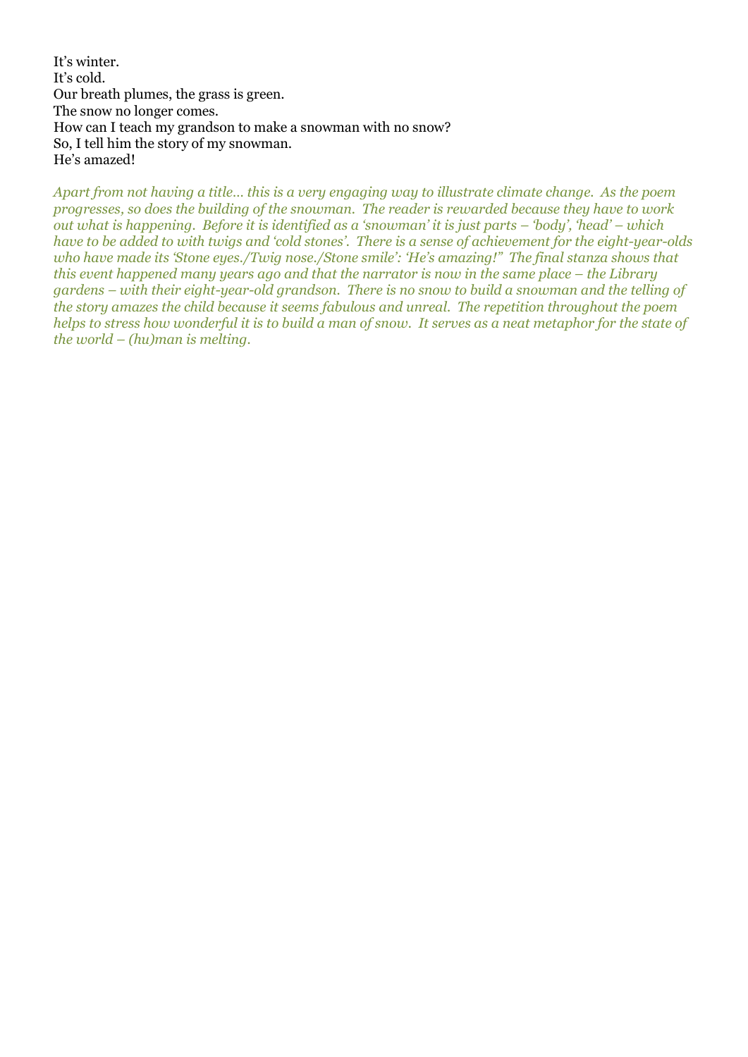It's winter.  
It's cold.  
Our breath plumes, the grass is green.  
The snow no longer comes.  
How can I teach my grandson to make a snowman with no snow?  
So, I tell him the story of my snowman.  
He's amazed!

*Apart from not having a title… this is a very engaging way to illustrate climate change. As the poem progresses, so does the building of the snowman. The reader is rewarded because they have to work out what is happening. Before it is identified as a 'snowman' it is just parts – 'body', 'head' – which have to be added to with twigs and 'cold stones'. There is a sense of achievement for the eight-year-olds who have made its 'Stone eyes./Twig nose./Stone smile': 'He's amazing!" The final stanza shows that this event happened many years ago and that the narrator is now in the same place – the Library gardens – with their eight-year-old grandson. There is no snow to build a snowman and the telling of the story amazes the child because it seems fabulous and unreal. The repetition throughout the poem helps to stress how wonderful it is to build a man of snow. It serves as a neat metaphor for the state of the world – (hu)man is melting.*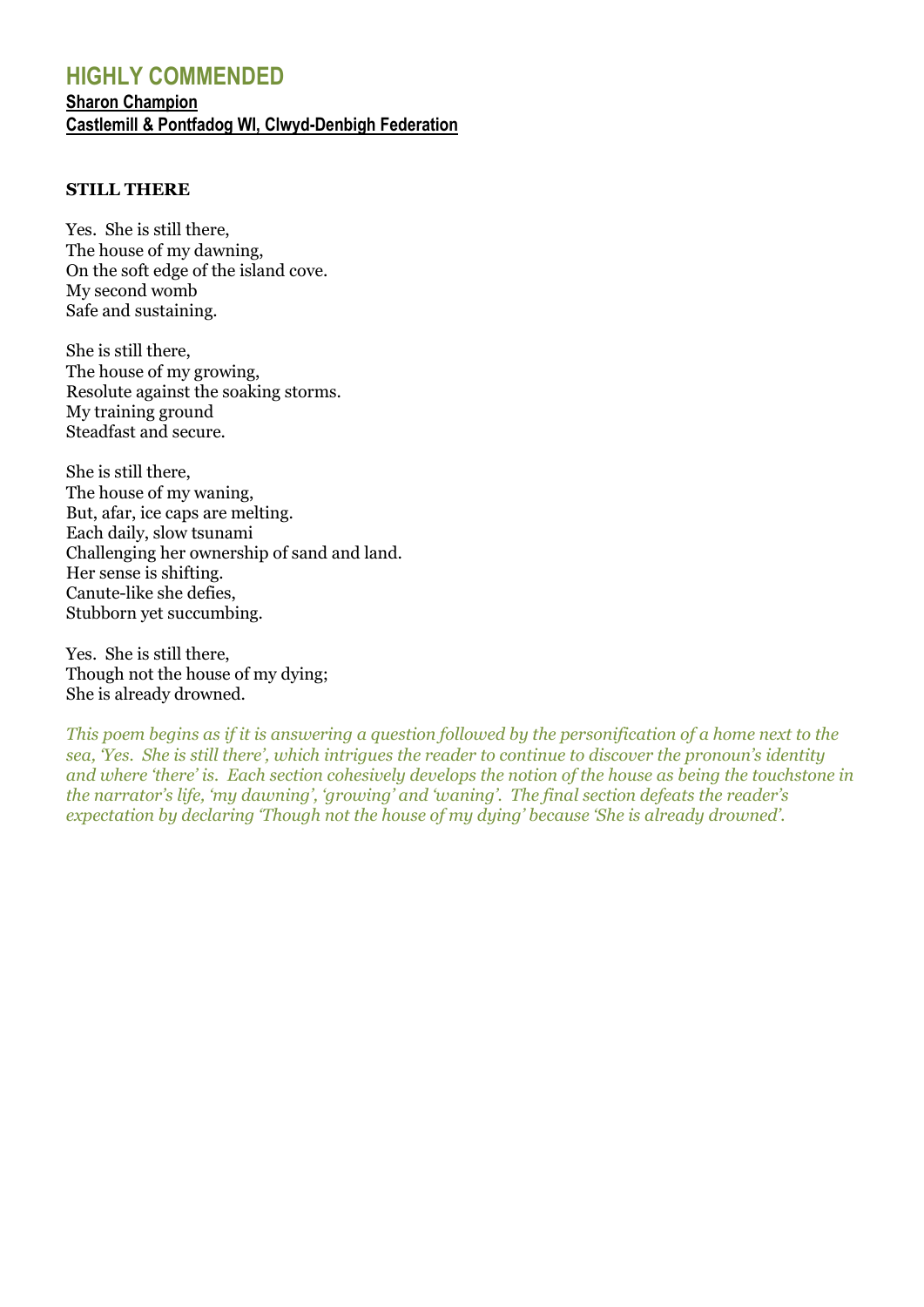## HIGHLY COMMENDED

**Sharon Champion**
**Castlemill & Pontfadog WI, Clwyd-Denbigh Federation**

**STILL THERE**

Yes.  She is still there,  
The house of my dawning,  
On the soft edge of the island cove.  
My second womb  
Safe and sustaining.

She is still there,  
The house of my growing,  
Resolute against the soaking storms.  
My training ground  
Steadfast and secure.

She is still there,  
The house of my waning,  
But, afar, ice caps are melting.  
Each daily, slow tsunami  
Challenging her ownership of sand and land.  
Her sense is shifting.  
Canute-like she defies,  
Stubborn yet succumbing.

Yes.  She is still there,  
Though not the house of my dying;  
She is already drowned.

*This poem begins as if it is answering a question followed by the personification of a home next to the sea, 'Yes.  She is still there', which intrigues the reader to continue to discover the pronoun's identity and where 'there' is.  Each section cohesively develops the notion of the house as being the touchstone in the narrator's life, 'my dawning', 'growing' and 'waning'.  The final section defeats the reader's expectation by declaring 'Though not the house of my dying' because 'She is already drowned'.*